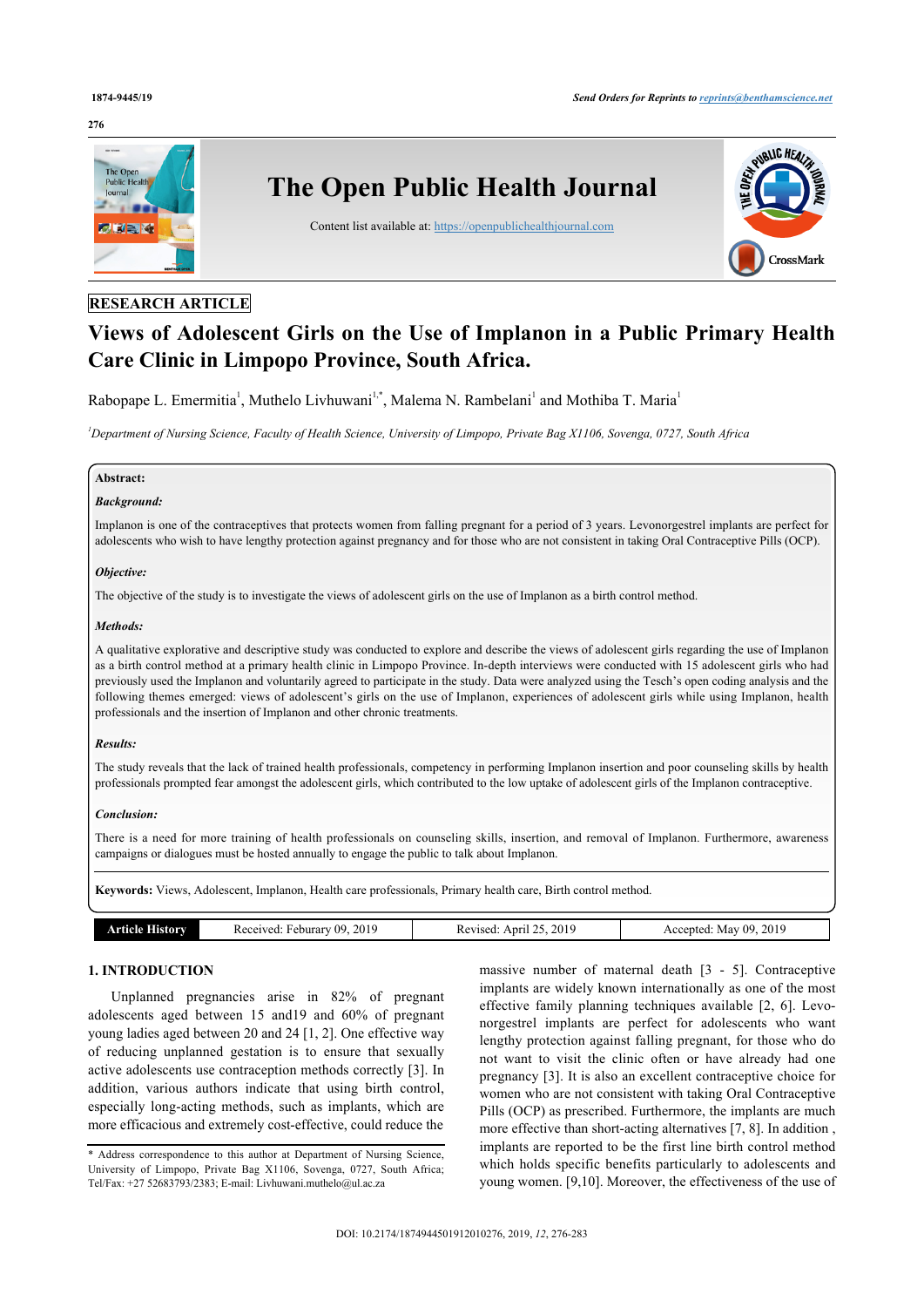**RESEARCH ARTICLE**

# Views of Adolescent Girls on the Use of Implanon in a Public Primary Health Care Clinic in Limpopo Province, South Africa.

Rabopape L. Emermitia[1], Muthelo Livhuwani[1,*], Malema N. Rambelani[1] and Mothiba T. Maria[1]

[1]*Department of Nursing Science, Faculty of Health Science, University of Limpopo, Private Bag X1106, Sovenga, 0727, South Africa*

**Abstract:**

***Background:***

Implanon is one of the contraceptives that protects women from falling pregnant for a period of 3 years. Levonorgestrel implants are perfect for adolescents who wish to have lengthy protection against pregnancy and for those who are not consistent in taking Oral Contraceptive Pills (OCP).

***Objective:***

The objective of the study is to investigate the views of adolescent girls on the use of Implanon as a birth control method.

***Methods:***

A qualitative explorative and descriptive study was conducted to explore and describe the views of adolescent girls regarding the use of Implanon as a birth control method at a primary health clinic in Limpopo Province. In-depth interviews were conducted with 15 adolescent girls who had previously used the Implanon and voluntarily agreed to participate in the study. Data were analyzed using the Tesch's open coding analysis and the following themes emerged: views of adolescent's girls on the use of Implanon, experiences of adolescent girls while using Implanon, health professionals and the insertion of Implanon and other chronic treatments.

***Results:***

The study reveals that the lack of trained health professionals, competency in performing Implanon insertion and poor counseling skills by health professionals prompted fear amongst the adolescent girls, which contributed to the low uptake of adolescent girls of the Implanon contraceptive.

***Conclusion:***

There is a need for more training of health professionals on counseling skills, insertion, and removal of Implanon. Furthermore, awareness campaigns or dialogues must be hosted annually to engage the public to talk about Implanon.

**Keywords:** Views, Adolescent, Implanon, Health care professionals, Primary health care, Birth control method.

| Article History | Received: Feburary 09, 2019 | Revised: April 25, 2019 | Accepted: May 09, 2019 |
|---|---|---|---|

## 1. INTRODUCTION

Unplanned pregnancies arise in 82% of pregnant adolescents aged between 15 and19 and 60% of pregnant young ladies aged between 20 and 24 [1, 2]. One effective way of reducing unplanned gestation is to ensure that sexually active adolescents use contraception methods correctly [3]. In addition, various authors indicate that using birth control, especially long-acting methods, such as implants, which are more efficacious and extremely cost-effective, could reduce the massive number of maternal death [3 - 5]. Contraceptive implants are widely known internationally as one of the most effective family planning techniques available [2, 6]. Levonorgestrel implants are perfect for adolescents who want lengthy protection against falling pregnant, for those who do not want to visit the clinic often or have already had one pregnancy [3]. It is also an excellent contraceptive choice for women who are not consistent with taking Oral Contraceptive Pills (OCP) as prescribed. Furthermore, the implants are much more effective than short-acting alternatives [7, 8]. In addition , implants are reported to be the first line birth control method which holds specific benefits particularly to adolescents and young women. [9,10]. Moreover, the effectiveness of the use of

\* Address correspondence to this author at Department of Nursing Science, University of Limpopo, Private Bag X1106, Sovenga, 0727, South Africa; Tel/Fax: +27 52683793/2383; E-mail: Livhuwani.muthelo@ul.ac.za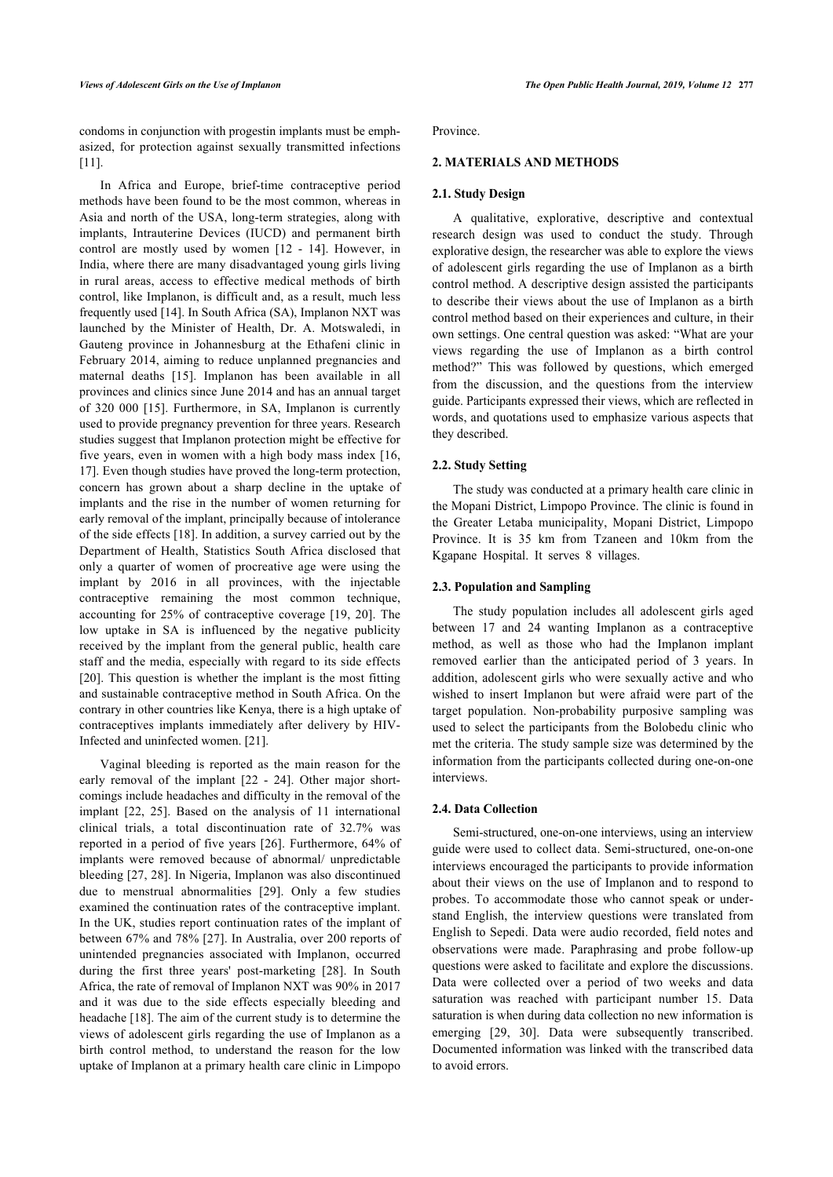condoms in conjunction with progestin implants must be emphasized, for protection against sexually transmitted infections [11].

In Africa and Europe, brief-time contraceptive period methods have been found to be the most common, whereas in Asia and north of the USA, long-term strategies, along with implants, Intrauterine Devices (IUCD) and permanent birth control are mostly used by women [12 - 14]. However, in India, where there are many disadvantaged young girls living in rural areas, access to effective medical methods of birth control, like Implanon, is difficult and, as a result, much less frequently used [14]. In South Africa (SA), Implanon NXT was launched by the Minister of Health, Dr. A. Motswaledi, in Gauteng province in Johannesburg at the Ethafeni clinic in February 2014, aiming to reduce unplanned pregnancies and maternal deaths [15]. Implanon has been available in all provinces and clinics since June 2014 and has an annual target of 320 000 [15]. Furthermore, in SA, Implanon is currently used to provide pregnancy prevention for three years. Research studies suggest that Implanon protection might be effective for five years, even in women with a high body mass index [16, 17]. Even though studies have proved the long-term protection, concern has grown about a sharp decline in the uptake of implants and the rise in the number of women returning for early removal of the implant, principally because of intolerance of the side effects [18]. In addition, a survey carried out by the Department of Health, Statistics South Africa disclosed that only a quarter of women of procreative age were using the implant by 2016 in all provinces, with the injectable contraceptive remaining the most common technique, accounting for 25% of contraceptive coverage [19, 20]. The low uptake in SA is influenced by the negative publicity received by the implant from the general public, health care staff and the media, especially with regard to its side effects [20]. This question is whether the implant is the most fitting and sustainable contraceptive method in South Africa. On the contrary in other countries like Kenya, there is a high uptake of contraceptives implants immediately after delivery by HIV-Infected and uninfected women. [21].

Vaginal bleeding is reported as the main reason for the early removal of the implant [22 - 24]. Other major shortcomings include headaches and difficulty in the removal of the implant [22, 25]. Based on the analysis of 11 international clinical trials, a total discontinuation rate of 32.7% was reported in a period of five years [26]. Furthermore, 64% of implants were removed because of abnormal/ unpredictable bleeding [27, 28]. In Nigeria, Implanon was also discontinued due to menstrual abnormalities [29]. Only a few studies examined the continuation rates of the contraceptive implant. In the UK, studies report continuation rates of the implant of between 67% and 78% [27]. In Australia, over 200 reports of unintended pregnancies associated with Implanon, occurred during the first three years' post-marketing [28]. In South Africa, the rate of removal of Implanon NXT was 90% in 2017 and it was due to the side effects especially bleeding and headache [18]. The aim of the current study is to determine the views of adolescent girls regarding the use of Implanon as a birth control method, to understand the reason for the low uptake of Implanon at a primary health care clinic in Limpopo Province.

## 2. MATERIALS AND METHODS

### 2.1. Study Design

A qualitative, explorative, descriptive and contextual research design was used to conduct the study. Through explorative design, the researcher was able to explore the views of adolescent girls regarding the use of Implanon as a birth control method. A descriptive design assisted the participants to describe their views about the use of Implanon as a birth control method based on their experiences and culture, in their own settings. One central question was asked: "What are your views regarding the use of Implanon as a birth control method?" This was followed by questions, which emerged from the discussion, and the questions from the interview guide. Participants expressed their views, which are reflected in words, and quotations used to emphasize various aspects that they described.

### 2.2. Study Setting

The study was conducted at a primary health care clinic in the Mopani District, Limpopo Province. The clinic is found in the Greater Letaba municipality, Mopani District, Limpopo Province. It is 35 km from Tzaneen and 10km from the Kgapane Hospital. It serves 8 villages.

### 2.3. Population and Sampling

The study population includes all adolescent girls aged between 17 and 24 wanting Implanon as a contraceptive method, as well as those who had the Implanon implant removed earlier than the anticipated period of 3 years. In addition, adolescent girls who were sexually active and who wished to insert Implanon but were afraid were part of the target population. Non-probability purposive sampling was used to select the participants from the Bolobedu clinic who met the criteria. The study sample size was determined by the information from the participants collected during one-on-one interviews.

### 2.4. Data Collection

Semi-structured, one-on-one interviews, using an interview guide were used to collect data. Semi-structured, one-on-one interviews encouraged the participants to provide information about their views on the use of Implanon and to respond to probes. To accommodate those who cannot speak or understand English, the interview questions were translated from English to Sepedi. Data were audio recorded, field notes and observations were made. Paraphrasing and probe follow-up questions were asked to facilitate and explore the discussions. Data were collected over a period of two weeks and data saturation was reached with participant number 15. Data saturation is when during data collection no new information is emerging [29, 30]. Data were subsequently transcribed. Documented information was linked with the transcribed data to avoid errors.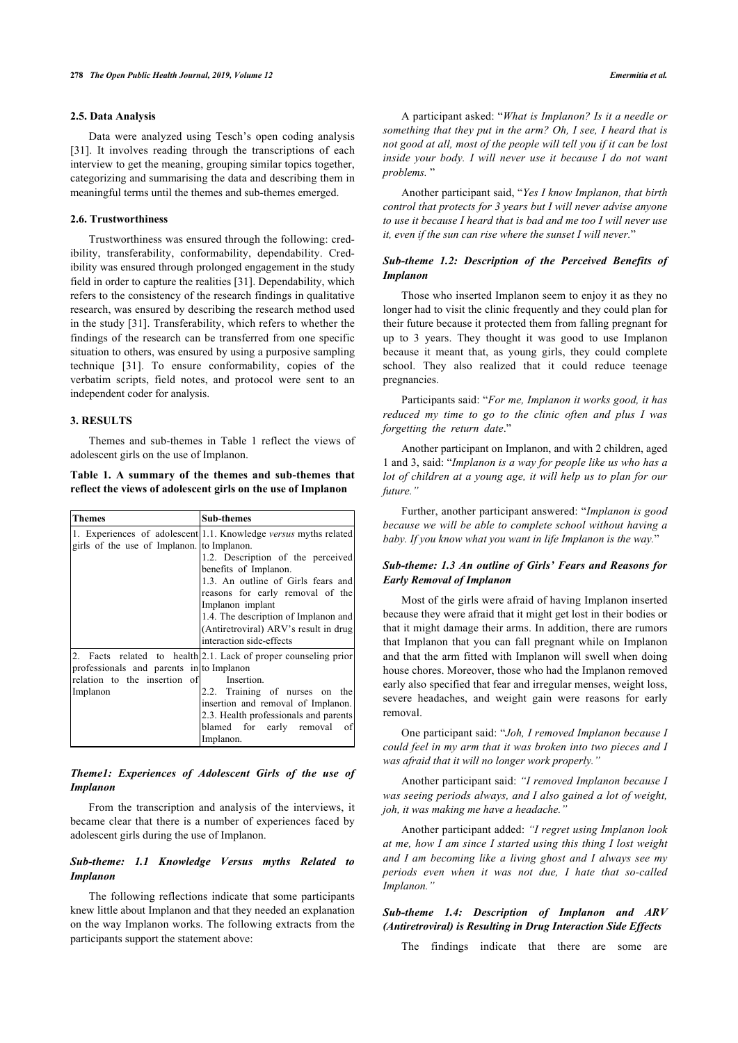### 2.5. Data Analysis

Data were analyzed using Tesch's open coding analysis [31]. It involves reading through the transcriptions of each interview to get the meaning, grouping similar topics together, categorizing and summarising the data and describing them in meaningful terms until the themes and sub-themes emerged.

### 2.6. Trustworthiness

Trustworthiness was ensured through the following: credibility, transferability, conformability, dependability. Credibility was ensured through prolonged engagement in the study field in order to capture the realities [31]. Dependability, which refers to the consistency of the research findings in qualitative research, was ensured by describing the research method used in the study [31]. Transferability, which refers to whether the findings of the research can be transferred from one specific situation to others, was ensured by using a purposive sampling technique [31]. To ensure conformability, copies of the verbatim scripts, field notes, and protocol were sent to an independent coder for analysis.

## 3. RESULTS

Themes and sub-themes in Table 1 reflect the views of adolescent girls on the use of Implanon.

**Table 1. A summary of the themes and sub-themes that reflect the views of adolescent girls on the use of Implanon**

| Themes | Sub-themes |
|---|---|
| 1. Experiences of adolescent girls of the use of Implanon. | 1.1. Knowledge *versus* myths related to Implanon.<br>1.2. Description of the perceived benefits of Implanon.<br>1.3. An outline of Girls fears and reasons for early removal of the Implanon implant<br>1.4. The description of Implanon and (Antiretroviral) ARV's result in drug interaction side-effects |
| 2. Facts related to health professionals and parents in relation to the insertion of Implanon | 2.1. Lack of proper counseling prior to Implanon Insertion.<br>2.2. Training of nurses on the insertion and removal of Implanon.<br>2.3. Health professionals and parents blamed for early removal of Implanon. |

### *Theme1: Experiences of Adolescent Girls of the use of Implanon*

From the transcription and analysis of the interviews, it became clear that there is a number of experiences faced by adolescent girls during the use of Implanon.

### *Sub-theme: 1.1 Knowledge Versus myths Related to Implanon*

The following reflections indicate that some participants knew little about Implanon and that they needed an explanation on the way Implanon works. The following extracts from the participants support the statement above:

A participant asked: "*What is Implanon? Is it a needle or something that they put in the arm? Oh, I see, I heard that is not good at all, most of the people will tell you if it can be lost inside your body. I will never use it because I do not want problems.* "

Another participant said, "*Yes I know Implanon, that birth control that protects for 3 years but I will never advise anyone to use it because I heard that is bad and me too I will never use it, even if the sun can rise where the sunset I will never.*"

### *Sub-theme 1.2: Description of the Perceived Benefits of Implanon*

Those who inserted Implanon seem to enjoy it as they no longer had to visit the clinic frequently and they could plan for their future because it protected them from falling pregnant for up to 3 years. They thought it was good to use Implanon because it meant that, as young girls, they could complete school. They also realized that it could reduce teenage pregnancies.

Participants said: "*For me, Implanon it works good, it has reduced my time to go to the clinic often and plus I was forgetting the return date*."

Another participant on Implanon, and with 2 children, aged 1 and 3, said: "*Implanon is a way for people like us who has a lot of children at a young age, it will help us to plan for our future."*

Further, another participant answered: "*Implanon is good because we will be able to complete school without having a baby. If you know what you want in life Implanon is the way.*"

### *Sub-theme: 1.3 An outline of Girls' Fears and Reasons for Early Removal of Implanon*

Most of the girls were afraid of having Implanon inserted because they were afraid that it might get lost in their bodies or that it might damage their arms. In addition, there are rumors that Implanon that you can fall pregnant while on Implanon and that the arm fitted with Implanon will swell when doing house chores. Moreover, those who had the Implanon removed early also specified that fear and irregular menses, weight loss, severe headaches, and weight gain were reasons for early removal.

One participant said: "*Joh, I removed Implanon because I could feel in my arm that it was broken into two pieces and I was afraid that it will no longer work properly."*

Another participant said: *"I removed Implanon because I was seeing periods always, and I also gained a lot of weight, joh, it was making me have a headache."*

Another participant added: *"I regret using Implanon look at me, how I am since I started using this thing I lost weight and I am becoming like a living ghost and I always see my periods even when it was not due, I hate that so-called Implanon."*

### *Sub-theme 1.4: Description of Implanon and ARV (Antiretroviral) is Resulting in Drug Interaction Side Effects*

The findings indicate that there are some are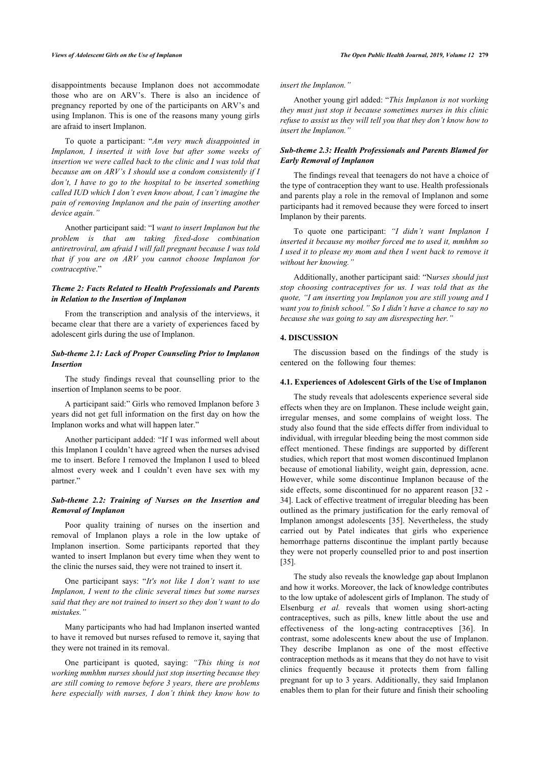disappointments because Implanon does not accommodate those who are on ARV's. There is also an incidence of pregnancy reported by one of the participants on ARV's and using Implanon. This is one of the reasons many young girls are afraid to insert Implanon.

To quote a participant: "*Am very much disappointed in Implanon, I inserted it with love but after some weeks of insertion we were called back to the clinic and I was told that because am on ARV's I should use a condom consistently if I don't, I have to go to the hospital to be inserted something called IUD which I don't even know about, I can't imagine the pain of removing Implanon and the pain of inserting another device again.*"

Another participant said: "I *want to insert Implanon but the problem is that am taking fixed-dose combination antiretroviral, am afraid I will fall pregnant because I was told that if you are on ARV you cannot choose Implanon for contraceptive*."

### *Theme 2: Facts Related to Health Professionals and Parents in Relation to the Insertion of Implanon*

From the transcription and analysis of the interviews, it became clear that there are a variety of experiences faced by adolescent girls during the use of Implanon.

### *Sub-theme 2.1: Lack of Proper Counseling Prior to Implanon Insertion*

The study findings reveal that counselling prior to the insertion of Implanon seems to be poor.

A participant said:" Girls who removed Implanon before 3 years did not get full information on the first day on how the Implanon works and what will happen later."

Another participant added: "If I was informed well about this Implanon I couldn't have agreed when the nurses advised me to insert. Before I removed the Implanon I used to bleed almost every week and I couldn't even have sex with my partner."

### *Sub-theme 2.2: Training of Nurses on the Insertion and Removal of Implanon*

Poor quality training of nurses on the insertion and removal of Implanon plays a role in the low uptake of Implanon insertion. Some participants reported that they wanted to insert Implanon but every time when they went to the clinic the nurses said, they were not trained to insert it.

One participant says: "*It's not like I don't want to use Implanon, I went to the clinic several times but some nurses said that they are not trained to insert so they don't want to do mistakes.*"

Many participants who had had Implanon inserted wanted to have it removed but nurses refused to remove it, saying that they were not trained in its removal.

One participant is quoted, saying: *"This thing is not working mmhhm nurses should just stop inserting because they are still coming to remove before 3 years, there are problems here especially with nurses, I don't think they know how to insert the Implanon."*

Another young girl added: "*This Implanon is not working they must just stop it because sometimes nurses in this clinic refuse to assist us they will tell you that they don't know how to insert the Implanon.*"

### *Sub-theme 2.3: Health Professionals and Parents Blamed for Early Removal of Implanon*

The findings reveal that teenagers do not have a choice of the type of contraception they want to use. Health professionals and parents play a role in the removal of Implanon and some participants had it removed because they were forced to insert Implanon by their parents.

To quote one participant: *"I didn't want Implanon I inserted it because my mother forced me to used it, mmhhm so I used it to please my mom and then I went back to remove it without her knowing."*

Additionally, another participant said: "N*urses should just stop choosing contraceptives for us. I was told that as the quote, "I am inserting you Implanon you are still young and I want you to finish school." So I didn't have a chance to say no because she was going to say am disrespecting her."*

## 4. DISCUSSION

The discussion based on the findings of the study is centered on the following four themes:

### 4.1. Experiences of Adolescent Girls of the Use of Implanon

The study reveals that adolescents experience several side effects when they are on Implanon. These include weight gain, irregular menses, and some complains of weight loss. The study also found that the side effects differ from individual to individual, with irregular bleeding being the most common side effect mentioned. These findings are supported by different studies, which report that most women discontinued Implanon because of emotional liability, weight gain, depression, acne. However, while some discontinue Implanon because of the side effects, some discontinued for no apparent reason [32 - 34]. Lack of effective treatment of irregular bleeding has been outlined as the primary justification for the early removal of Implanon amongst adolescents [35]. Nevertheless, the study carried out by Patel indicates that girls who experience hemorrhage patterns discontinue the implant partly because they were not properly counselled prior to and post insertion [35].

The study also reveals the knowledge gap about Implanon and how it works. Moreover, the lack of knowledge contributes to the low uptake of adolescent girls of Implanon. The study of Elsenburg *et al.* reveals that women using short-acting contraceptives, such as pills, knew little about the use and effectiveness of the long-acting contraceptives [36]. In contrast, some adolescents knew about the use of Implanon. They describe Implanon as one of the most effective contraception methods as it means that they do not have to visit clinics frequently because it protects them from falling pregnant for up to 3 years. Additionally, they said Implanon enables them to plan for their future and finish their schooling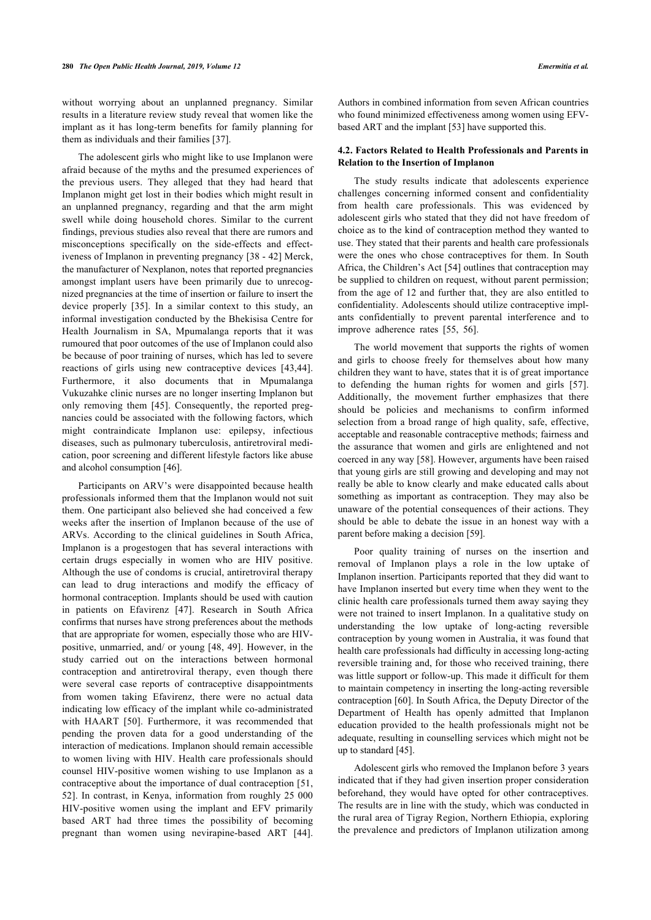without worrying about an unplanned pregnancy. Similar results in a literature review study reveal that women like the implant as it has long-term benefits for family planning for them as individuals and their families [37].

The adolescent girls who might like to use Implanon were afraid because of the myths and the presumed experiences of the previous users. They alleged that they had heard that Implanon might get lost in their bodies which might result in an unplanned pregnancy, regarding and that the arm might swell while doing household chores. Similar to the current findings, previous studies also reveal that there are rumors and misconceptions specifically on the side-effects and effectiveness of Implanon in preventing pregnancy [38 - 42] Merck, the manufacturer of Nexplanon, notes that reported pregnancies amongst implant users have been primarily due to unrecognized pregnancies at the time of insertion or failure to insert the device properly [35]. In a similar context to this study, an informal investigation conducted by the Bhekisisa Centre for Health Journalism in SA, Mpumalanga reports that it was rumoured that poor outcomes of the use of Implanon could also be because of poor training of nurses, which has led to severe reactions of girls using new contraceptive devices [43,44]. Furthermore, it also documents that in Mpumalanga Vukuzahke clinic nurses are no longer inserting Implanon but only removing them [45]. Consequently, the reported pregnancies could be associated with the following factors, which might contraindicate Implanon use: epilepsy, infectious diseases, such as pulmonary tuberculosis, antiretroviral medication, poor screening and different lifestyle factors like abuse and alcohol consumption [46].

Participants on ARV's were disappointed because health professionals informed them that the Implanon would not suit them. One participant also believed she had conceived a few weeks after the insertion of Implanon because of the use of ARVs. According to the clinical guidelines in South Africa, Implanon is a progestogen that has several interactions with certain drugs especially in women who are HIV positive. Although the use of condoms is crucial, antiretroviral therapy can lead to drug interactions and modify the efficacy of hormonal contraception. Implants should be used with caution in patients on Efavirenz [47]. Research in South Africa confirms that nurses have strong preferences about the methods that are appropriate for women, especially those who are HIV-positive, unmarried, and/ or young [48, 49]. However, in the study carried out on the interactions between hormonal contraception and antiretroviral therapy, even though there were several case reports of contraceptive disappointments from women taking Efavirenz, there were no actual data indicating low efficacy of the implant while co-administrated with HAART [50]. Furthermore, it was recommended that pending the proven data for a good understanding of the interaction of medications. Implanon should remain accessible to women living with HIV. Health care professionals should counsel HIV-positive women wishing to use Implanon as a contraceptive about the importance of dual contraception [51, 52]. In contrast, in Kenya, information from roughly 25 000 HIV-positive women using the implant and EFV primarily based ART had three times the possibility of becoming pregnant than women using nevirapine-based ART [44]. Authors in combined information from seven African countries who found minimized effectiveness among women using EFV-based ART and the implant [53] have supported this.

### 4.2. Factors Related to Health Professionals and Parents in Relation to the Insertion of Implanon

The study results indicate that adolescents experience challenges concerning informed consent and confidentiality from health care professionals. This was evidenced by adolescent girls who stated that they did not have freedom of choice as to the kind of contraception method they wanted to use. They stated that their parents and health care professionals were the ones who chose contraceptives for them. In South Africa, the Children's Act [54] outlines that contraception may be supplied to children on request, without parent permission; from the age of 12 and further that, they are also entitled to confidentiality. Adolescents should utilize contraceptive implants confidentially to prevent parental interference and to improve adherence rates [55, 56].

The world movement that supports the rights of women and girls to choose freely for themselves about how many children they want to have, states that it is of great importance to defending the human rights for women and girls [57]. Additionally, the movement further emphasizes that there should be policies and mechanisms to confirm informed selection from a broad range of high quality, safe, effective, acceptable and reasonable contraceptive methods; fairness and the assurance that women and girls are enlightened and not coerced in any way [58]. However, arguments have been raised that young girls are still growing and developing and may not really be able to know clearly and make educated calls about something as important as contraception. They may also be unaware of the potential consequences of their actions. They should be able to debate the issue in an honest way with a parent before making a decision [59].

Poor quality training of nurses on the insertion and removal of Implanon plays a role in the low uptake of Implanon insertion. Participants reported that they did want to have Implanon inserted but every time when they went to the clinic health care professionals turned them away saying they were not trained to insert Implanon. In a qualitative study on understanding the low uptake of long-acting reversible contraception by young women in Australia, it was found that health care professionals had difficulty in accessing long-acting reversible training and, for those who received training, there was little support or follow-up. This made it difficult for them to maintain competency in inserting the long-acting reversible contraception [60]. In South Africa, the Deputy Director of the Department of Health has openly admitted that Implanon education provided to the health professionals might not be adequate, resulting in counselling services which might not be up to standard [45].

Adolescent girls who removed the Implanon before 3 years indicated that if they had given insertion proper consideration beforehand, they would have opted for other contraceptives. The results are in line with the study, which was conducted in the rural area of Tigray Region, Northern Ethiopia, exploring the prevalence and predictors of Implanon utilization among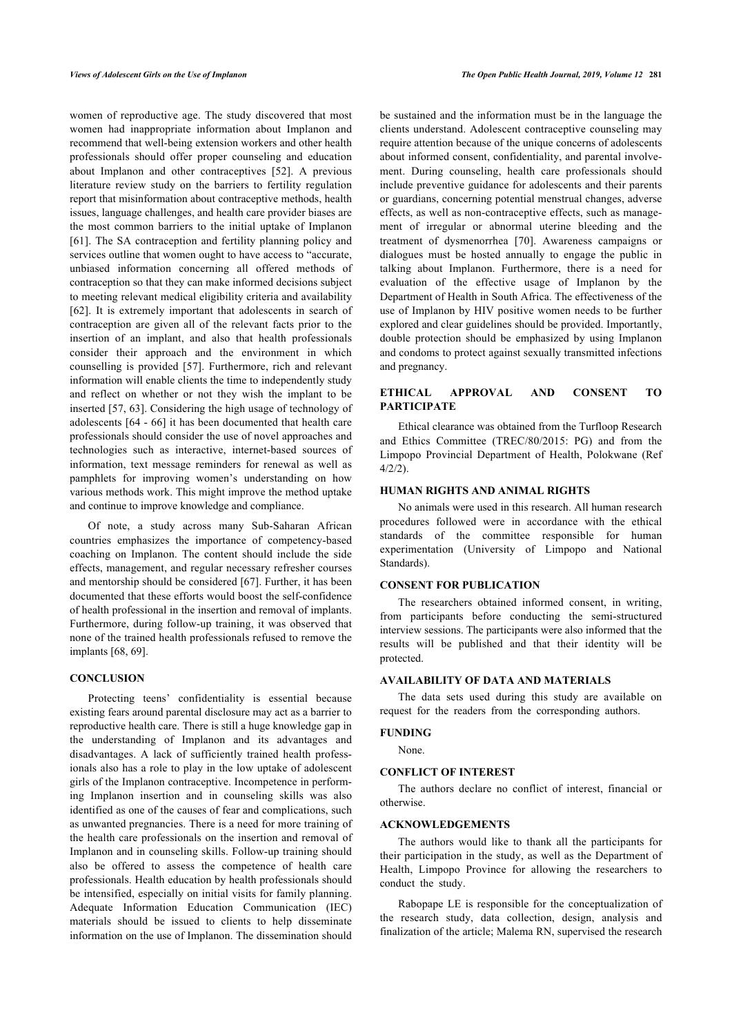women of reproductive age. The study discovered that most women had inappropriate information about Implanon and recommend that well-being extension workers and other health professionals should offer proper counseling and education about Implanon and other contraceptives [52]. A previous literature review study on the barriers to fertility regulation report that misinformation about contraceptive methods, health issues, language challenges, and health care provider biases are the most common barriers to the initial uptake of Implanon [61]. The SA contraception and fertility planning policy and services outline that women ought to have access to "accurate, unbiased information concerning all offered methods of contraception so that they can make informed decisions subject to meeting relevant medical eligibility criteria and availability [62]. It is extremely important that adolescents in search of contraception are given all of the relevant facts prior to the insertion of an implant, and also that health professionals consider their approach and the environment in which counselling is provided [57]. Furthermore, rich and relevant information will enable clients the time to independently study and reflect on whether or not they wish the implant to be inserted [57, 63]. Considering the high usage of technology of adolescents [64 - 66] it has been documented that health care professionals should consider the use of novel approaches and technologies such as interactive, internet-based sources of information, text message reminders for renewal as well as pamphlets for improving women's understanding on how various methods work. This might improve the method uptake and continue to improve knowledge and compliance.

Of note, a study across many Sub-Saharan African countries emphasizes the importance of competency-based coaching on Implanon. The content should include the side effects, management, and regular necessary refresher courses and mentorship should be considered [67]. Further, it has been documented that these efforts would boost the self-confidence of health professional in the insertion and removal of implants. Furthermore, during follow-up training, it was observed that none of the trained health professionals refused to remove the implants [68, 69].

## CONCLUSION

Protecting teens' confidentiality is essential because existing fears around parental disclosure may act as a barrier to reproductive health care. There is still a huge knowledge gap in the understanding of Implanon and its advantages and disadvantages. A lack of sufficiently trained health professionals also has a role to play in the low uptake of adolescent girls of the Implanon contraceptive. Incompetence in performing Implanon insertion and in counseling skills was also identified as one of the causes of fear and complications, such as unwanted pregnancies. There is a need for more training of the health care professionals on the insertion and removal of Implanon and in counseling skills. Follow-up training should also be offered to assess the competence of health care professionals. Health education by health professionals should be intensified, especially on initial visits for family planning. Adequate Information Education Communication (IEC) materials should be issued to clients to help disseminate information on the use of Implanon. The dissemination should be sustained and the information must be in the language the clients understand. Adolescent contraceptive counseling may require attention because of the unique concerns of adolescents about informed consent, confidentiality, and parental involvement. During counseling, health care professionals should include preventive guidance for adolescents and their parents or guardians, concerning potential menstrual changes, adverse effects, as well as non-contraceptive effects, such as management of irregular or abnormal uterine bleeding and the treatment of dysmenorrhea [70]. Awareness campaigns or dialogues must be hosted annually to engage the public in talking about Implanon. Furthermore, there is a need for evaluation of the effective usage of Implanon by the Department of Health in South Africa. The effectiveness of the use of Implanon by HIV positive women needs to be further explored and clear guidelines should be provided. Importantly, double protection should be emphasized by using Implanon and condoms to protect against sexually transmitted infections and pregnancy.

## ETHICAL APPROVAL AND CONSENT TO PARTICIPATE

Ethical clearance was obtained from the Turfloop Research and Ethics Committee (TREC/80/2015: PG) and from the Limpopo Provincial Department of Health, Polokwane (Ref 4/2/2).

## HUMAN RIGHTS AND ANIMAL RIGHTS

No animals were used in this research. All human research procedures followed were in accordance with the ethical standards of the committee responsible for human experimentation (University of Limpopo and National Standards).

## CONSENT FOR PUBLICATION

The researchers obtained informed consent, in writing, from participants before conducting the semi-structured interview sessions. The participants were also informed that the results will be published and that their identity will be protected.

## AVAILABILITY OF DATA AND MATERIALS

The data sets used during this study are available on request for the readers from the corresponding authors.

## FUNDING

None.

## CONFLICT OF INTEREST

The authors declare no conflict of interest, financial or otherwise.

## ACKNOWLEDGEMENTS

The authors would like to thank all the participants for their participation in the study, as well as the Department of Health, Limpopo Province for allowing the researchers to conduct the study.

Rabopape LE is responsible for the conceptualization of the research study, data collection, design, analysis and finalization of the article; Malema RN, supervised the research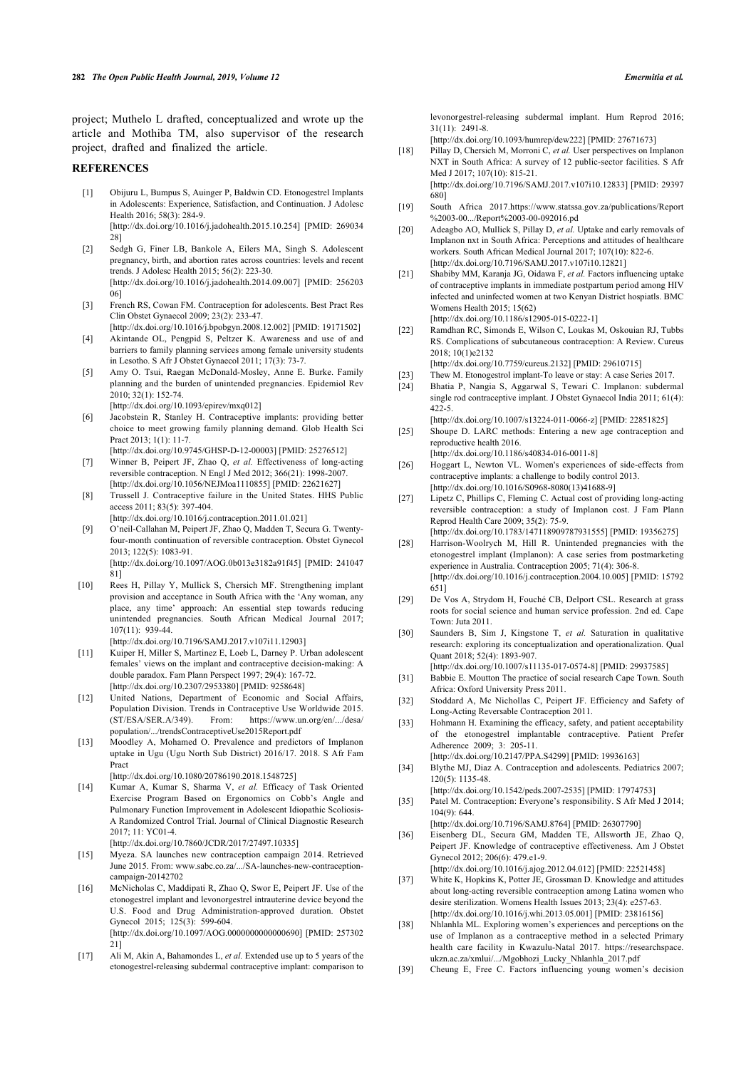project; Muthelo L drafted, conceptualized and wrote up the article and Mothiba TM, also supervisor of the research project, drafted and finalized the article.

## REFERENCES

[1] Obijuru L, Bumpus S, Auinger P, Baldwin CD. Etonogestrel Implants in Adolescents: Experience, Satisfaction, and Continuation. J Adolesc Health 2016; 58(3): 284-9. [http://dx.doi.org/10.1016/j.jadohealth.2015.10.254] [PMID: 26903428]

[2] Sedgh G, Finer LB, Bankole A, Eilers MA, Singh S. Adolescent pregnancy, birth, and abortion rates across countries: levels and recent trends. J Adolesc Health 2015; 56(2): 223-30. [http://dx.doi.org/10.1016/j.jadohealth.2014.09.007] [PMID: 25620306]

[3] French RS, Cowan FM. Contraception for adolescents. Best Pract Res Clin Obstet Gynaecol 2009; 23(2): 233-47. [http://dx.doi.org/10.1016/j.bpobgyn.2008.12.002] [PMID: 19171502]

[4] Akintande OL, Pengpid S, Peltzer K. Awareness and use of and barriers to family planning services among female university students in Lesotho. S Afr J Obstet Gynaecol 2011; 17(3): 73-7.

[5] Amy O. Tsui, Raegan McDonald-Mosley, Anne E. Burke. Family planning and the burden of unintended pregnancies. Epidemiol Rev 2010; 32(1): 152-74. [http://dx.doi.org/10.1093/epirev/mxq012]

[6] Jacobstein R, Stanley H. Contraceptive implants: providing better choice to meet growing family planning demand. Glob Health Sci Pract 2013; 1(1): 11-7. [http://dx.doi.org/10.9745/GHSP-D-12-00003] [PMID: 25276512]

[7] Winner B, Peipert JF, Zhao Q, et al. Effectiveness of long-acting reversible contraception. N Engl J Med 2012; 366(21): 1998-2007. [http://dx.doi.org/10.1056/NEJMoa1110855] [PMID: 22621627]

[8] Trussell J. Contraceptive failure in the United States. HHS Public access 2011; 83(5): 397-404. [http://dx.doi.org/10.1016/j.contraception.2011.01.021]

[9] O'neil-Callahan M, Peipert JF, Zhao Q, Madden T, Secura G. Twenty-four-month continuation of reversible contraception. Obstet Gynecol 2013; 122(5): 1083-91. [http://dx.doi.org/10.1097/AOG.0b013e3182a91f45] [PMID: 24104781]

[10] Rees H, Pillay Y, Mullick S, Chersich MF. Strengthening implant provision and acceptance in South Africa with the 'Any woman, any place, any time' approach: An essential step towards reducing unintended pregnancies. South African Medical Journal 2017; 107(11): 939-44. [http://dx.doi.org/10.7196/SAMJ.2017.v107i11.12903]

[11] Kuiper H, Miller S, Martinez E, Loeb L, Darney P. Urban adolescent females' views on the implant and contraceptive decision-making: A double paradox. Fam Plann Perspect 1997; 29(4): 167-72. [http://dx.doi.org/10.2307/2953380] [PMID: 9258648]

[12] United Nations, Department of Economic and Social Affairs, Population Division. Trends in Contraceptive Use Worldwide 2015. (ST/ESA/SER.A/349). From: https://www.un.org/en/.../desa/population/.../trendsContraceptiveUse2015Report.pdf

[13] Moodley A, Mohamed O. Prevalence and predictors of Implanon uptake in Ugu (Ugu North Sub District) 2016/17. 2018. S Afr Fam Pract [http://dx.doi.org/10.1080/20786190.2018.1548725]

[14] Kumar A, Kumar S, Sharma V, et al. Efficacy of Task Oriented Exercise Program Based on Ergonomics on Cobb's Angle and Pulmonary Function Improvement in Adolescent Idiopathic Scoliosis- A Randomized Control Trial. Journal of Clinical Diagnostic Research 2017; 11: YC01-4. [http://dx.doi.org/10.7860/JCDR/2017/27497.10335]

[15] Myeza. SA launches new contraception campaign 2014. Retrieved June 2015. From: www.sabc.co.za/.../SA-launches-new-contraception-campaign-20142702

[16] McNicholas C, Maddipati R, Zhao Q, Swor E, Peipert JF. Use of the etonogestrel implant and levonorgestrel intrauterine device beyond the U.S. Food and Drug Administration-approved duration. Obstet Gynecol 2015; 125(3): 599-604. [http://dx.doi.org/10.1097/AOG.0000000000000690] [PMID: 25730221]

[17] Ali M, Akin A, Bahamondes L, et al. Extended use up to 5 years of the etonogestrel-releasing subdermal contraceptive implant: comparison to levonorgestrel-releasing subdermal implant. Hum Reprod 2016; 31(11): 2491-8. [http://dx.doi.org/10.1093/humrep/dew222] [PMID: 27671673]

[18] Pillay D, Chersich M, Morroni C, et al. User perspectives on Implanon NXT in South Africa: A survey of 12 public-sector facilities. S Afr Med J 2017; 107(10): 815-21. [http://dx.doi.org/10.7196/SAMJ.2017.v107i10.12833] [PMID: 29397680]

[19] South Africa 2017.https://www.statssa.gov.za/publications/Report%2003-00.../Report%2003-00-092016.pd

[20] Adeagbo AO, Mullick S, Pillay D, et al. Uptake and early removals of Implanon nxt in South Africa: Perceptions and attitudes of healthcare workers. South African Medical Journal 2017; 107(10): 822-6. [http://dx.doi.org/10.7196/SAMJ.2017.v107i10.12821]

[21] Shabiby MM, Karanja JG, Oidawa F, et al. Factors influencing uptake of contraceptive implants in immediate postpartum period among HIV infected and uninfected women at two Kenyan District hospiatls. BMC Womens Health 2015; 15(62) [http://dx.doi.org/10.1186/s12905-015-0222-1]

[22] Ramdhan RC, Simonds E, Wilson C, Loukas M, Oskouian RJ, Tubbs RS. Complications of subcutaneous contraception: A Review. Cureus 2018; 10(1)e2132 [http://dx.doi.org/10.7759/cureus.2132] [PMID: 29610715]

[23] Thew M. Etonogestrol implant-To leave or stay: A case Series 2017.

[24] Bhatia P, Nangia S, Aggarwal S, Tewari C. Implanon: subdermal single rod contraceptive implant. J Obstet Gynaecol India 2011; 61(4): 422-5. [http://dx.doi.org/10.1007/s13224-011-0066-z] [PMID: 22851825]

[25] Shoupe D. LARC methods: Entering a new age contraception and reproductive health 2016. [http://dx.doi.org/10.1186/s40834-016-0011-8]

[26] Hoggart L, Newton VL. Women's experiences of side-effects from contraceptive implants: a challenge to bodily control 2013. [http://dx.doi.org/10.1016/S0968-8080(13)41688-9]

[27] Lipetz C, Phillips C, Fleming C. Actual cost of providing long-acting reversible contraception: a study of Implanon cost. J Fam Plann Reprod Health Care 2009; 35(2): 75-9. [http://dx.doi.org/10.1783/147118909787931555] [PMID: 19356275]

[28] Harrison-Woolrych M, Hill R. Unintended pregnancies with the etonogestrel implant (Implanon): A case series from postmarketing experience in Australia. Contraception 2005; 71(4): 306-8. [http://dx.doi.org/10.1016/j.contraception.2004.10.005] [PMID: 15792651]

[29] De Vos A, Strydom H, Fouché CB, Delport CSL. Research at grass roots for social science and human service profession. 2nd ed. Cape Town: Juta 2011.

[30] Saunders B, Sim J, Kingstone T, et al. Saturation in qualitative research: exploring its conceptualization and operationalization. Qual Quant 2018; 52(4): 1893-907. [http://dx.doi.org/10.1007/s11135-017-0574-8] [PMID: 29937585]

[31] Babbie E. Moutton The practice of social research Cape Town. South Africa: Oxford University Press 2011.

[32] Stoddard A, Mc Nichollas C, Peipert JF. Efficiency and Safety of Long-Acting Reversable Contraception 2011.

[33] Hohmann H. Examining the efficacy, safety, and patient acceptability of the etonogestrel implantable contraceptive. Patient Prefer Adherence 2009; 3: 205-11. [http://dx.doi.org/10.2147/PPA.S4299] [PMID: 19936163]

[34] Blythe MJ, Diaz A. Contraception and adolescents. Pediatrics 2007; 120(5): 1135-48. [http://dx.doi.org/10.1542/peds.2007-2535] [PMID: 17974753]

[35] Patel M. Contraception: Everyone's responsibility. S Afr Med J 2014; 104(9): 644. [http://dx.doi.org/10.7196/SAMJ.8764] [PMID: 26307790]

[36] Eisenberg DL, Secura GM, Madden TE, Allsworth JE, Zhao Q, Peipert JF. Knowledge of contraceptive effectiveness. Am J Obstet Gynecol 2012; 206(6): 479.e1-9. [http://dx.doi.org/10.1016/j.ajog.2012.04.012] [PMID: 22521458]

[37] White K, Hopkins K, Potter JE, Grossman D. Knowledge and attitudes about long-acting reversible contraception among Latina women who desire sterilization. Womens Health Issues 2013; 23(4): e257-63. [http://dx.doi.org/10.1016/j.whi.2013.05.001] [PMID: 23816156]

[38] Nhlanhla ML. Exploring women's experiences and perceptions on the use of Implanon as a contraceptive method in a selected Primary health care facility in Kwazulu-Natal 2017. https://researchspace.ukzn.ac.za/xmlui/.../Mgobhozi_Lucky_Nhlanhla_2017.pdf

[39] Cheung E, Free C. Factors influencing young women's decision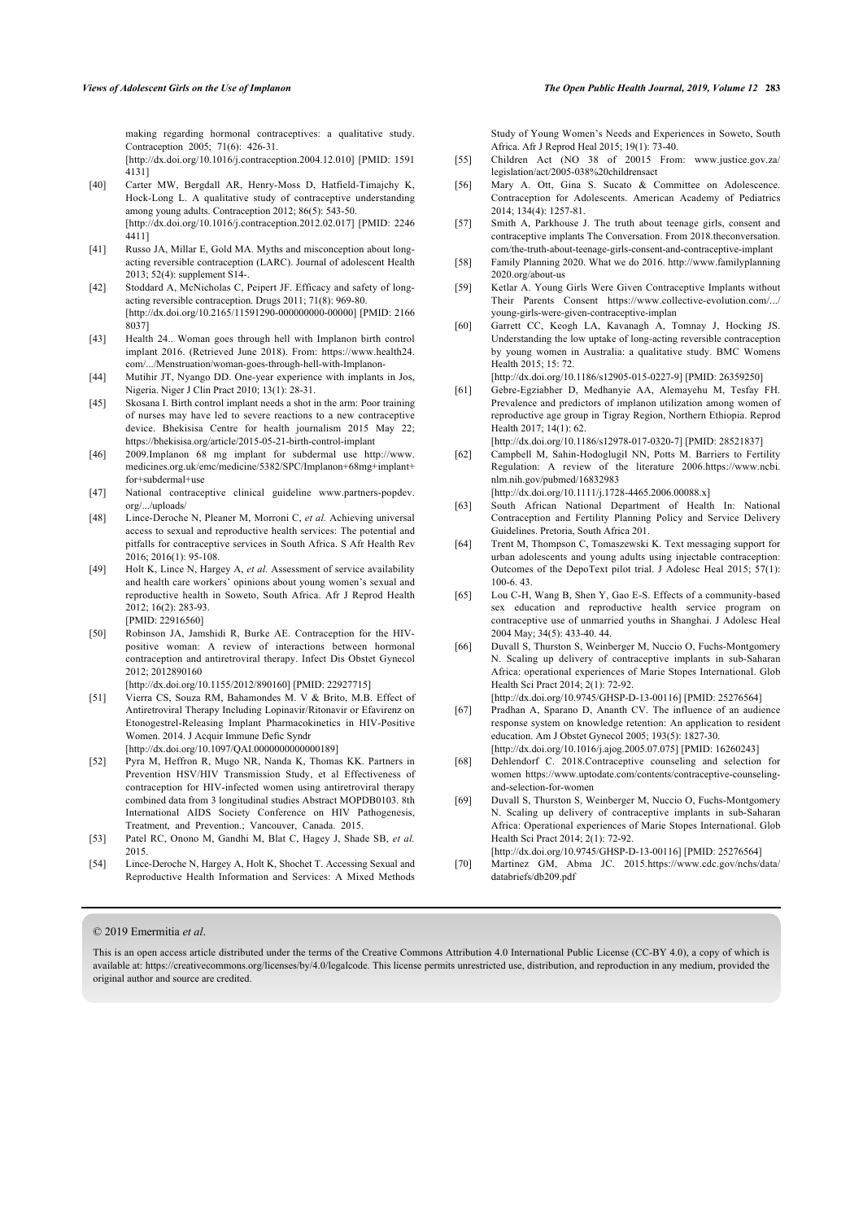making regarding hormonal contraceptives: a qualitative study. Contraception 2005; 71(6): 426-31. [http://dx.doi.org/10.1016/j.contraception.2004.12.010] [PMID: 15914131]

[40] Carter MW, Bergdall AR, Henry-Moss D, Hatfield-Timajchy K, Hock-Long L. A qualitative study of contraceptive understanding among young adults. Contraception 2012; 86(5): 543-50. [http://dx.doi.org/10.1016/j.contraception.2012.02.017] [PMID: 22464411]

[41] Russo JA, Millar E, Gold MA. Myths and misconception about long-acting reversible contraception (LARC). Journal of adolescent Health 2013; 52(4): supplement S14-.

[42] Stoddard A, McNicholas C, Peipert JF. Efficacy and safety of long-acting reversible contraception. Drugs 2011; 71(8): 969-80. [http://dx.doi.org/10.2165/11591290-000000000-00000] [PMID: 21668037]

[43] Health 24.. Woman goes through hell with Implanon birth control implant 2016. (Retrieved June 2018). From: https://www.health24.com/.../Menstruation/woman-goes-through-hell-with-Implanon-

[44] Mutihir JT, Nyango DD. One-year experience with implants in Jos, Nigeria. Niger J Clin Pract 2010; 13(1): 28-31.

[45] Skosana I. Birth control implant needs a shot in the arm: Poor training of nurses may have led to severe reactions to a new contraceptive device. Bhekisisa Centre for health journalism 2015 May 22; https://bhekisisa.org/article/2015-05-21-birth-control-implant

[46] 2009.Implanon 68 mg implant for subdermal use http://www.medicines.org.uk/emc/medicine/5382/SPC/Implanon+68mg+implant+for+subdermal+use

[47] National contraceptive clinical guideline www.partners-popdev.org/.../uploads/

[48] Lince-Deroche N, Pleaner M, Morroni C, *et al.* Achieving universal access to sexual and reproductive health services: The potential and pitfalls for contraceptive services in South Africa. S Afr Health Rev 2016; 2016(1): 95-108.

[49] Holt K, Lince N, Hargey A, *et al.* Assessment of service availability and health care workers' opinions about young women's sexual and reproductive health in Soweto, South Africa. Afr J Reprod Health 2012; 16(2): 283-93. [PMID: 22916560]

[50] Robinson JA, Jamshidi R, Burke AE. Contraception for the HIV-positive woman: A review of interactions between hormonal contraception and antiretroviral therapy. Infect Dis Obstet Gynecol 2012; 2012890160 [http://dx.doi.org/10.1155/2012/890160] [PMID: 22927715]

[51] Vierra CS, Souza RM, Bahamondes M. V & Brito, M.B. Effect of Antiretroviral Therapy Including Lopinavir/Ritonavir or Efavirenz on Etonogestrel-Releasing Implant Pharmacokinetics in HIV-Positive Women. 2014. J Acquir Immune Defic Syndr [http://dx.doi.org/10.1097/QAI.0000000000000189]

[52] Pyra M, Heffron R, Mugo NR, Nanda K, Thomas KK. Partners in Prevention HSV/HIV Transmission Study, et al Effectiveness of contraception for HIV-infected women using antiretroviral therapy combined data from 3 longitudinal studies Abstract MOPDB0103. 8th International AIDS Society Conference on HIV Pathogenesis, Treatment, and Prevention.; Vancouver, Canada. 2015.

[53] Patel RC, Onono M, Gandhi M, Blat C, Hagey J, Shade SB, *et al.* 2015.

[54] Lince-Deroche N, Hargey A, Holt K, Shochet T. Accessing Sexual and Reproductive Health Information and Services: A Mixed Methods Study of Young Women's Needs and Experiences in Soweto, South Africa. Afr J Reprod Heal 2015; 19(1): 73-40.

[55] Children Act (NO 38 of 20015 From: www.justice.gov.za/legislation/act/2005-038%20childrensact

[56] Mary A. Ott, Gina S. Sucato & Committee on Adolescence. Contraception for Adolescents. American Academy of Pediatrics 2014; 134(4): 1257-81.

[57] Smith A, Parkhouse J. The truth about teenage girls, consent and contraceptive implants The Conversation. From 2018.theconversation.com/the-truth-about-teenage-girls-consent-and-contraceptive-implant

[58] Family Planning 2020. What we do 2016. http://www.familyplanning2020.org/about-us

[59] Ketlar A. Young Girls Were Given Contraceptive Implants without Their Parents Consent https://www.collective-evolution.com/.../young-girls-were-given-contraceptive-implan

[60] Garrett CC, Keogh LA, Kavanagh A, Tomnay J, Hocking JS. Understanding the low uptake of long-acting reversible contraception by young women in Australia: a qualitative study. BMC Womens Health 2015; 15: 72. [http://dx.doi.org/10.1186/s12905-015-0227-9] [PMID: 26359250]

[61] Gebre-Egziabher D, Medhanyie AA, Alemayehu M, Tesfay FH. Prevalence and predictors of implanon utilization among women of reproductive age group in Tigray Region, Northern Ethiopia. Reprod Health 2017; 14(1): 62. [http://dx.doi.org/10.1186/s12978-017-0320-7] [PMID: 28521837]

[62] Campbell M, Sahin-Hodoglugil NN, Potts M. Barriers to Fertility Regulation: A review of the literature 2006.https://www.ncbi.nlm.nih.gov/pubmed/16832983 [http://dx.doi.org/10.1111/j.1728-4465.2006.00088.x]

[63] South African National Department of Health In: National Contraception and Fertility Planning Policy and Service Delivery Guidelines. Pretoria, South Africa 201.

[64] Trent M, Thompson C, Tomaszewski K. Text messaging support for urban adolescents and young adults using injectable contraception: Outcomes of the DepoText pilot trial. J Adolesc Heal 2015; 57(1): 100-6. 43.

[65] Lou C-H, Wang B, Shen Y, Gao E-S. Effects of a community-based sex education and reproductive health service program on contraceptive use of unmarried youths in Shanghai. J Adolesc Heal 2004 May; 34(5): 433-40. 44.

[66] Duvall S, Thurston S, Weinberger M, Nuccio O, Fuchs-Montgomery N. Scaling up delivery of contraceptive implants in sub-Saharan Africa: operational experiences of Marie Stopes International. Glob Health Sci Pract 2014; 2(1): 72-92. [http://dx.doi.org/10.9745/GHSP-D-13-00116] [PMID: 25276564]

[67] Pradhan A, Sparano D, Ananth CV. The influence of an audience response system on knowledge retention: An application to resident education. Am J Obstet Gynecol 2005; 193(5): 1827-30. [http://dx.doi.org/10.1016/j.ajog.2005.07.075] [PMID: 16260243]

[68] Dehlendorf C. 2018.Contraceptive counseling and selection for women https://www.uptodate.com/contents/contraceptive-counseling-and-selection-for-women

[69] Duvall S, Thurston S, Weinberger M, Nuccio O, Fuchs-Montgomery N. Scaling up delivery of contraceptive implants in sub-Saharan Africa: Operational experiences of Marie Stopes International. Glob Health Sci Pract 2014; 2(1): 72-92. [http://dx.doi.org/10.9745/GHSP-D-13-00116] [PMID: 25276564]

[70] Martinez GM, Abma JC. 2015.https://www.cdc.gov/nchs/data/databriefs/db209.pdf

© 2019 Emermitia *et al*.

This is an open access article distributed under the terms of the Creative Commons Attribution 4.0 International Public License (CC-BY 4.0), a copy of which is available at: https://creativecommons.org/licenses/by/4.0/legalcode. This license permits unrestricted use, distribution, and reproduction in any medium, provided the original author and source are credited.